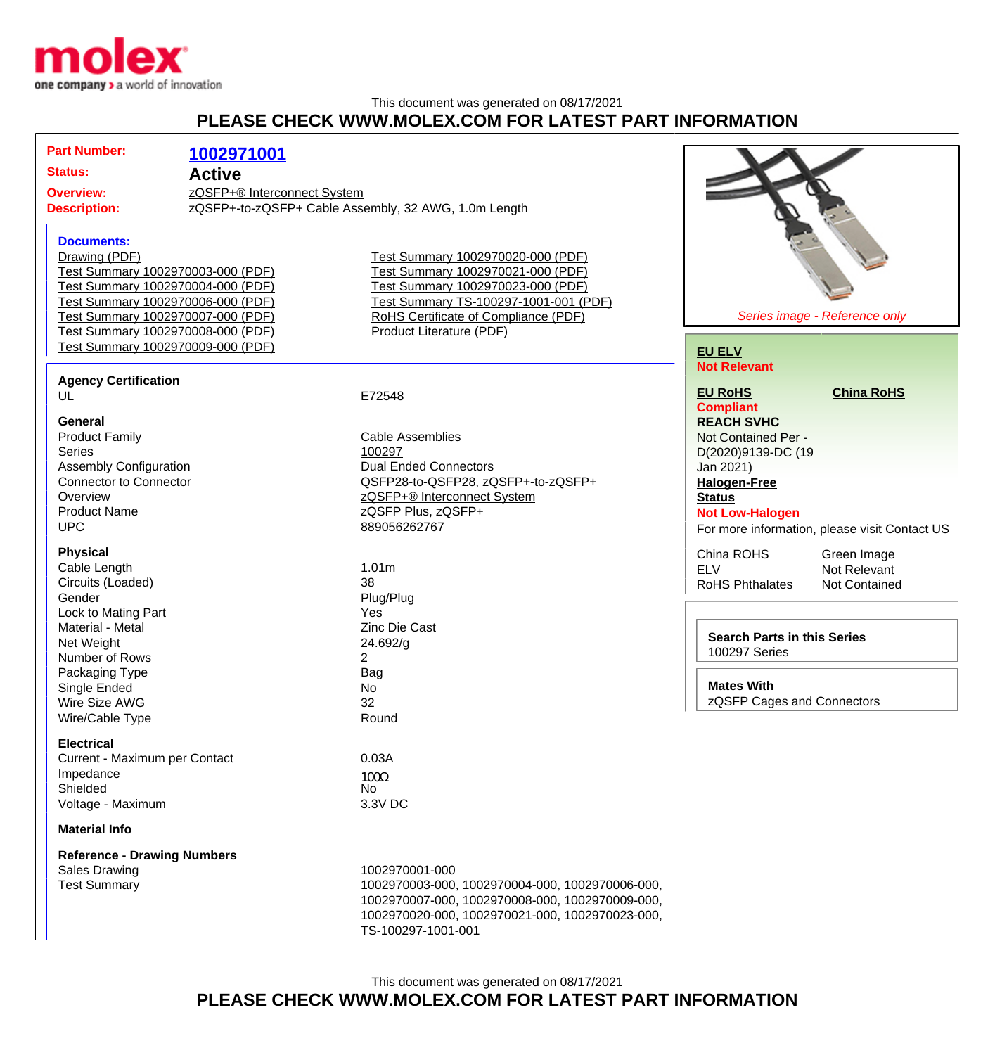This document was generated on 08/17/2021

## PLEASE CHECK WWW.MOLEX.COM FOR LATEST PART INFORMATION

**Part Number:** 1002971001

**Status:** Active

**Overview:** zQSFP+® Interconnect System

**Description:** zQSFP+-to-zQSFP+ Cable Assembly, 32 AWG, 1.0m Length

### Documents:

- Drawing (PDF)
- Test Summary 1002970003-000 (PDF)
- Test Summary 1002970004-000 (PDF)
- Test Summary 1002970006-000 (PDF)
- Test Summary 1002970007-000 (PDF)
- Test Summary 1002970008-000 (PDF)
- Test Summary 1002970009-000 (PDF)
- Test Summary 1002970020-000 (PDF)
- Test Summary 1002970021-000 (PDF)
- Test Summary 1002970023-000 (PDF)
- Test Summary TS-100297-1001-001 (PDF)
- RoHS Certificate of Compliance (PDF)
- Product Literature (PDF)

*Series image - Reference only*

**EU ELV**
**Not Relevant**

**EU RoHS** **China RoHS**
**Compliant**

**REACH SVHC**
Not Contained Per - D(2020)9139-DC (19 Jan 2021)

**Halogen-Free Status**
**Not Low-Halogen**

For more information, please visit Contact US

| | |
|---|---|
| China ROHS | Green Image |
| ELV | Not Relevant |
| RoHS Phthalates | Not Contained |

**Search Parts in this Series**
100297 Series

**Mates With**
zQSFP Cages and Connectors

### Agency Certification

| | |
|---|---|
| UL | E72548 |

### General

| | |
|---|---|
| Product Family | Cable Assemblies |
| Series | 100297 |
| Assembly Configuration | Dual Ended Connectors |
| Connector to Connector | QSFP28-to-QSFP28, zQSFP+-to-zQSFP+ |
| Overview | zQSFP+® Interconnect System |
| Product Name | zQSFP Plus, zQSFP+ |
| UPC | 889056262767 |

### Physical

| | |
|---|---|
| Cable Length | 1.01m |
| Circuits (Loaded) | 38 |
| Gender | Plug/Plug |
| Lock to Mating Part | Yes |
| Material - Metal | Zinc Die Cast |
| Net Weight | 24.692/g |
| Number of Rows | 2 |
| Packaging Type | Bag |
| Single Ended | No |
| Wire Size AWG | 32 |
| Wire/Cable Type | Round |

### Electrical

| | |
|---|---|
| Current - Maximum per Contact | 0.03A |
| Impedance | 100Ω |
| Shielded | No |
| Voltage - Maximum | 3.3V DC |

### Material Info

### Reference - Drawing Numbers

| | |
|---|---|
| Sales Drawing | 1002970001-000 |
| Test Summary | 1002970003-000, 1002970004-000, 1002970006-000, 1002970007-000, 1002970008-000, 1002970009-000, 1002970020-000, 1002970021-000, 1002970023-000, TS-100297-1001-001 |

This document was generated on 08/17/2021

## PLEASE CHECK WWW.MOLEX.COM FOR LATEST PART INFORMATION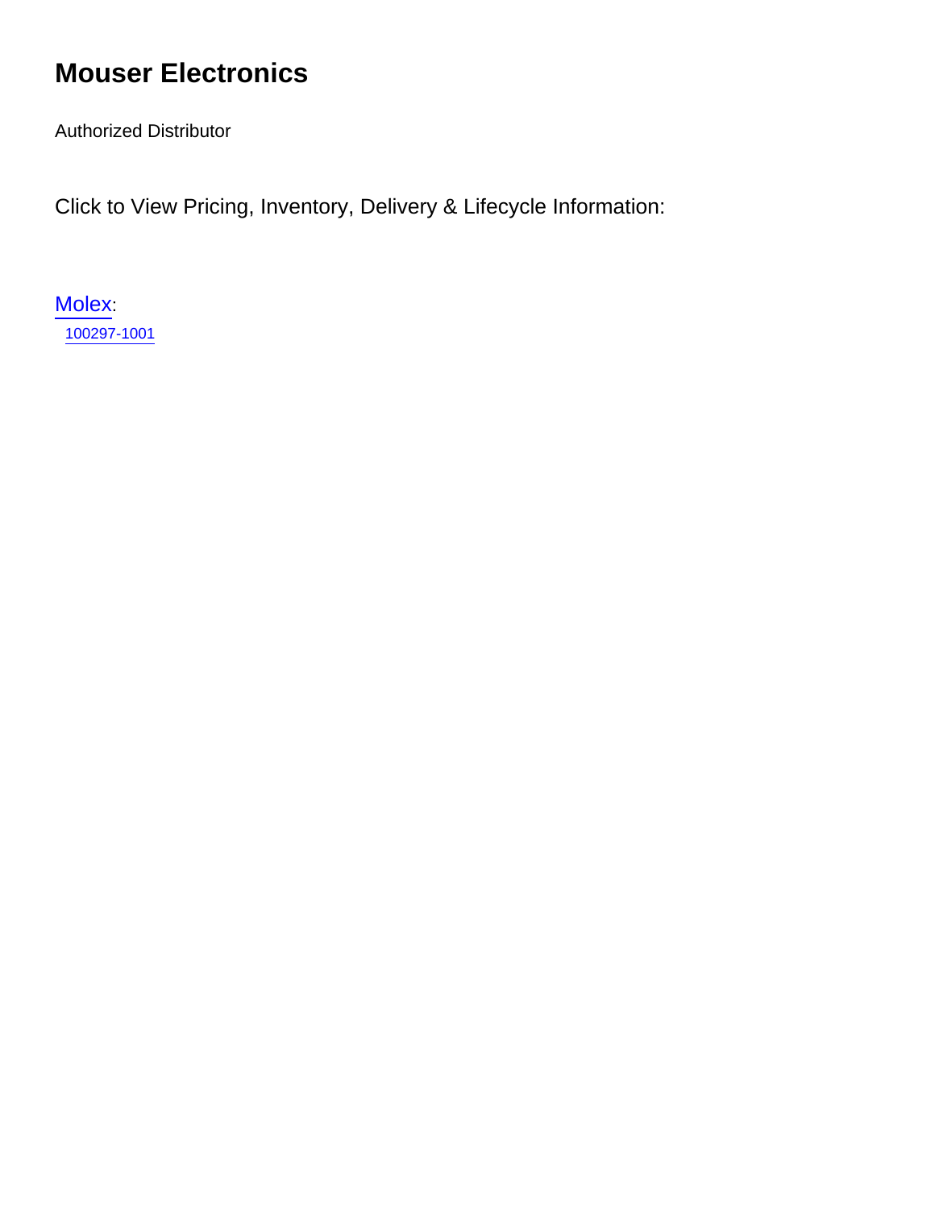# Mouser Electronics

Authorized Distributor

Click to View Pricing, Inventory, Delivery & Lifecycle Information:

Molex:

100297-1001